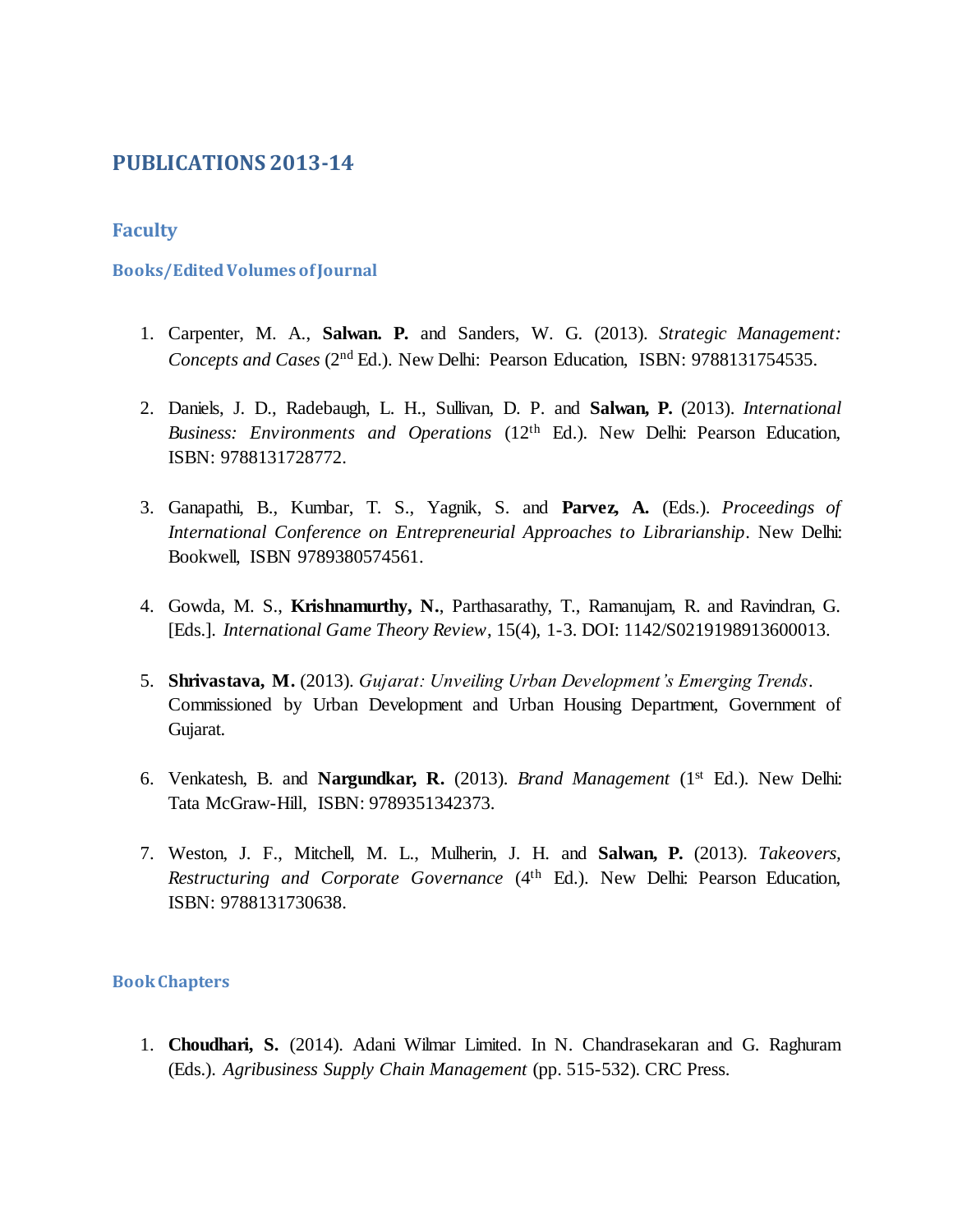# PUBLICATIONS 2013-14

## Faculty

### Books/Edited Volumes of Journal

1. Carpenter, M. A., **Salwan. P.** and Sanders, W. G. (2013). *Strategic Management: Concepts and Cases* (2nd Ed.). New Delhi: Pearson Education, ISBN: 9788131754535.

2. Daniels, J. D., Radebaugh, L. H., Sullivan, D. P. and **Salwan, P.** (2013). *International Business: Environments and Operations* (12th Ed.). New Delhi: Pearson Education, ISBN: 9788131728772.

3. Ganapathi, B., Kumbar, T. S., Yagnik, S. and **Parvez, A.** (Eds.). *Proceedings of International Conference on Entrepreneurial Approaches to Librarianship*. New Delhi: Bookwell, ISBN 9789380574561.

4. Gowda, M. S., **Krishnamurthy, N.**, Parthasarathy, T., Ramanujam, R. and Ravindran, G. [Eds.]. *International Game Theory Review*, 15(4), 1-3. DOI: 1142/S0219198913600013.

5. **Shrivastava, M.** (2013). *Gujarat: Unveiling Urban Development's Emerging Trends*. Commissioned by Urban Development and Urban Housing Department, Government of Gujarat.

6. Venkatesh, B. and **Nargundkar, R.** (2013). *Brand Management* (1st Ed.). New Delhi: Tata McGraw-Hill, ISBN: 9789351342373.

7. Weston, J. F., Mitchell, M. L., Mulherin, J. H. and **Salwan, P.** (2013). *Takeovers, Restructuring and Corporate Governance* (4th Ed.). New Delhi: Pearson Education, ISBN: 9788131730638.

### Book Chapters

1. **Choudhari, S.** (2014). Adani Wilmar Limited. In N. Chandrasekaran and G. Raghuram (Eds.). *Agribusiness Supply Chain Management* (pp. 515-532). CRC Press.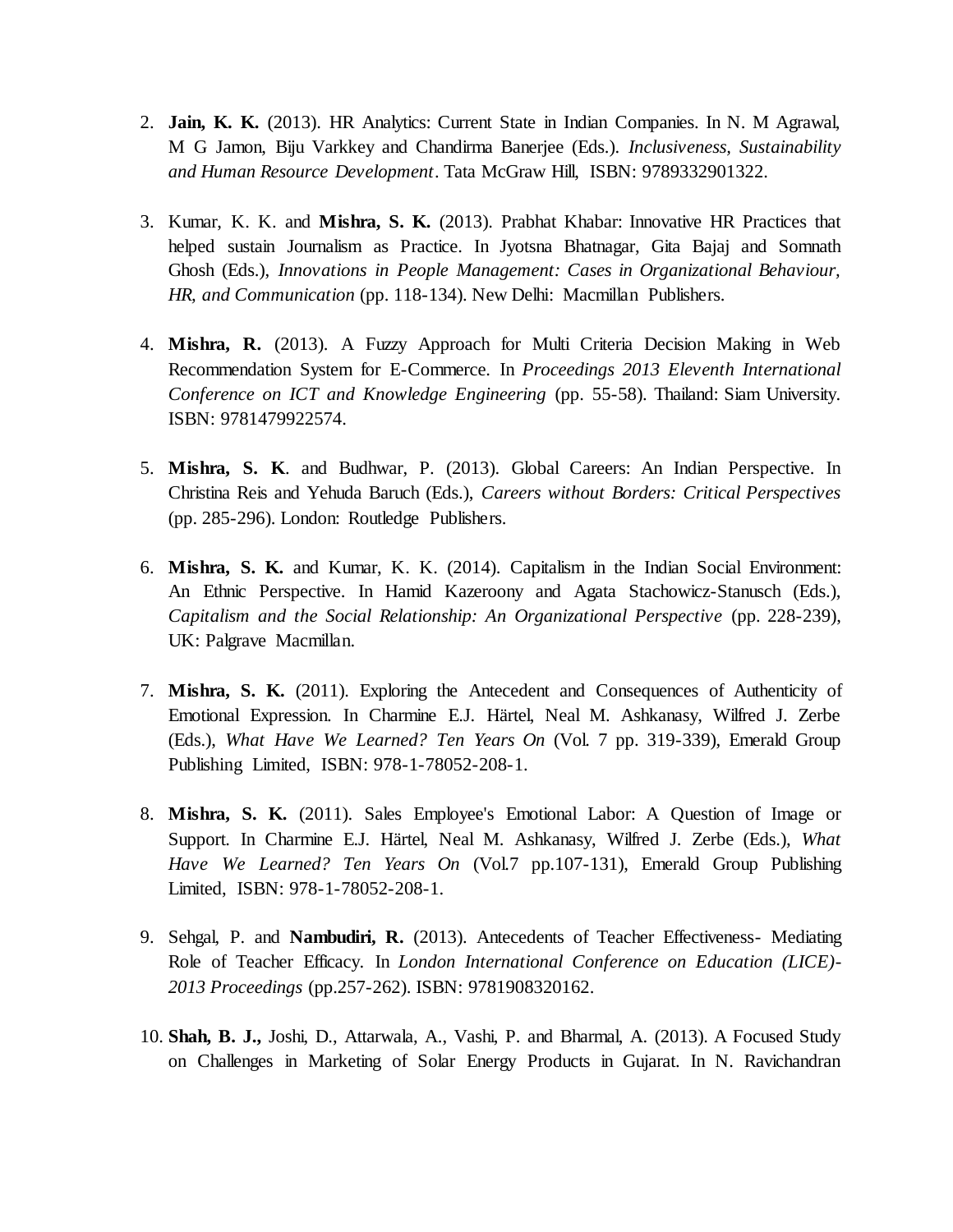2. **Jain, K. K.** (2013). HR Analytics: Current State in Indian Companies. In N. M Agrawal, M G Jamon, Biju Varkkey and Chandirma Banerjee (Eds.). *Inclusiveness, Sustainability and Human Resource Development*. Tata McGraw Hill, ISBN: 9789332901322.

3. Kumar, K. K. and **Mishra, S. K.** (2013). Prabhat Khabar: Innovative HR Practices that helped sustain Journalism as Practice. In Jyotsna Bhatnagar, Gita Bajaj and Somnath Ghosh (Eds.), *Innovations in People Management: Cases in Organizational Behaviour, HR, and Communication* (pp. 118-134). New Delhi: Macmillan Publishers.

4. **Mishra, R.** (2013). A Fuzzy Approach for Multi Criteria Decision Making in Web Recommendation System for E-Commerce. In *Proceedings 2013 Eleventh International Conference on ICT and Knowledge Engineering* (pp. 55-58). Thailand: Siam University. ISBN: 9781479922574.

5. **Mishra, S. K**. and Budhwar, P. (2013). Global Careers: An Indian Perspective. In Christina Reis and Yehuda Baruch (Eds.), *Careers without Borders: Critical Perspectives* (pp. 285-296). London: Routledge Publishers.

6. **Mishra, S. K.** and Kumar, K. K. (2014). Capitalism in the Indian Social Environment: An Ethnic Perspective. In Hamid Kazeroony and Agata Stachowicz-Stanusch (Eds.), *Capitalism and the Social Relationship: An Organizational Perspective* (pp. 228-239), UK: Palgrave Macmillan.

7. **Mishra, S. K.** (2011). Exploring the Antecedent and Consequences of Authenticity of Emotional Expression. In Charmine E.J. Härtel, Neal M. Ashkanasy, Wilfred J. Zerbe (Eds.), *What Have We Learned? Ten Years On* (Vol. 7 pp. 319-339), Emerald Group Publishing Limited, ISBN: 978-1-78052-208-1.

8. **Mishra, S. K.** (2011). Sales Employee's Emotional Labor: A Question of Image or Support. In Charmine E.J. Härtel, Neal M. Ashkanasy, Wilfred J. Zerbe (Eds.), *What Have We Learned? Ten Years On* (Vol.7 pp.107-131), Emerald Group Publishing Limited, ISBN: 978-1-78052-208-1.

9. Sehgal, P. and **Nambudiri, R.** (2013). Antecedents of Teacher Effectiveness- Mediating Role of Teacher Efficacy. In *London International Conference on Education (LICE)-2013 Proceedings* (pp.257-262). ISBN: 9781908320162.

10. **Shah, B. J.,** Joshi, D., Attarwala, A., Vashi, P. and Bharmal, A. (2013). A Focused Study on Challenges in Marketing of Solar Energy Products in Gujarat. In N. Ravichandran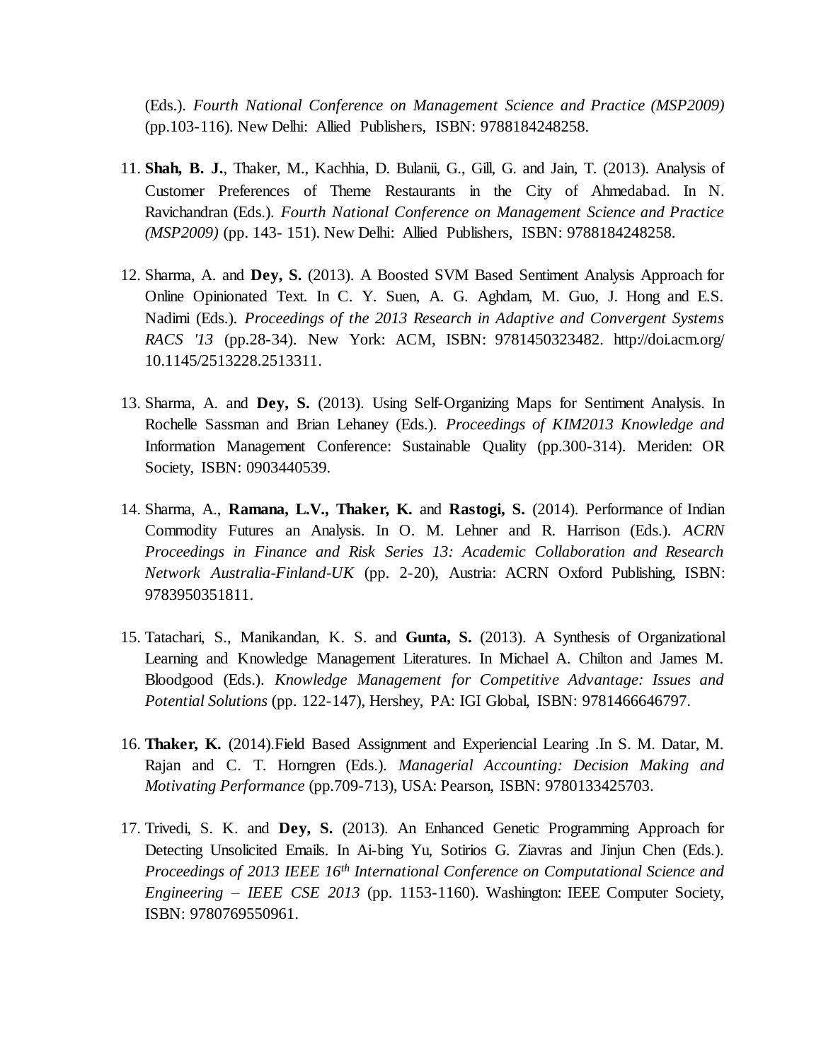(Eds.). *Fourth National Conference on Management Science and Practice (MSP2009)* (pp.103-116). New Delhi: Allied Publishers, ISBN: 9788184248258.

11. **Shah, B. J.**, Thaker, M., Kachhia, D. Bulanii, G., Gill, G. and Jain, T. (2013). Analysis of Customer Preferences of Theme Restaurants in the City of Ahmedabad. In N. Ravichandran (Eds.). *Fourth National Conference on Management Science and Practice (MSP2009)* (pp. 143- 151). New Delhi: Allied Publishers, ISBN: 9788184248258.

12. Sharma, A. and **Dey, S.** (2013). A Boosted SVM Based Sentiment Analysis Approach for Online Opinionated Text. In C. Y. Suen, A. G. Aghdam, M. Guo, J. Hong and E.S. Nadimi (Eds.). *Proceedings of the 2013 Research in Adaptive and Convergent Systems RACS '13* (pp.28-34). New York: ACM, ISBN: 9781450323482. http://doi.acm.org/ 10.1145/2513228.2513311.

13. Sharma, A. and **Dey, S.** (2013). Using Self-Organizing Maps for Sentiment Analysis. In Rochelle Sassman and Brian Lehaney (Eds.). *Proceedings of KIM2013 Knowledge and* Information Management Conference: Sustainable Quality (pp.300-314). Meriden: OR Society, ISBN: 0903440539.

14. Sharma, A., **Ramana, L.V., Thaker, K.** and **Rastogi, S.** (2014). Performance of Indian Commodity Futures an Analysis. In O. M. Lehner and R. Harrison (Eds.). *ACRN Proceedings in Finance and Risk Series 13: Academic Collaboration and Research Network Australia-Finland-UK* (pp. 2-20), Austria: ACRN Oxford Publishing, ISBN: 9783950351811.

15. Tatachari, S., Manikandan, K. S. and **Gunta, S.** (2013). A Synthesis of Organizational Learning and Knowledge Management Literatures. In Michael A. Chilton and James M. Bloodgood (Eds.). *Knowledge Management for Competitive Advantage: Issues and Potential Solutions* (pp. 122-147), Hershey, PA: IGI Global, ISBN: 9781466646797.

16. **Thaker, K.** (2014).Field Based Assignment and Experiencial Learing .In S. M. Datar, M. Rajan and C. T. Horngren (Eds.). *Managerial Accounting: Decision Making and Motivating Performance* (pp.709-713), USA: Pearson, ISBN: 9780133425703.

17. Trivedi, S. K. and **Dey, S.** (2013). An Enhanced Genetic Programming Approach for Detecting Unsolicited Emails. In Ai-bing Yu, Sotirios G. Ziavras and Jinjun Chen (Eds.). *Proceedings of 2013 IEEE 16th International Conference on Computational Science and Engineering – IEEE CSE 2013* (pp. 1153-1160). Washington: IEEE Computer Society, ISBN: 9780769550961.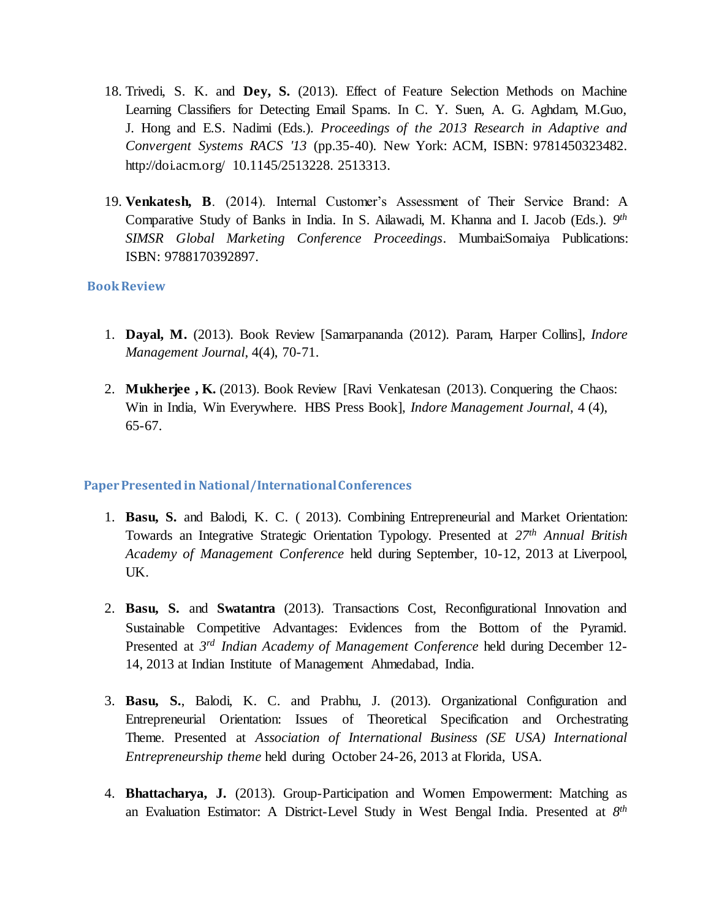18. Trivedi, S. K. and **Dey, S.** (2013). Effect of Feature Selection Methods on Machine Learning Classifiers for Detecting Email Spams. In C. Y. Suen, A. G. Aghdam, M.Guo, J. Hong and E.S. Nadimi (Eds.). *Proceedings of the 2013 Research in Adaptive and Convergent Systems RACS '13* (pp.35-40). New York: ACM, ISBN: 9781450323482. http://doi.acm.org/ 10.1145/2513228. 2513313.

19. **Venkatesh, B**. (2014). Internal Customer's Assessment of Their Service Brand: A Comparative Study of Banks in India. In S. Ailawadi, M. Khanna and I. Jacob (Eds.). *9th SIMSR Global Marketing Conference Proceedings*. Mumbai:Somaiya Publications: ISBN: 9788170392897.

## Book Review

1. **Dayal, M.** (2013). Book Review [Samarpananda (2012). Param, Harper Collins], *Indore Management Journal*, 4(4), 70-71.

2. **Mukherjee , K.** (2013). Book Review [Ravi Venkatesan (2013). Conquering the Chaos: Win in India, Win Everywhere. HBS Press Book], *Indore Management Journal,* 4 (4), 65-67.

## Paper Presented in National/International Conferences

1. **Basu, S.** and Balodi, K. C. ( 2013). Combining Entrepreneurial and Market Orientation: Towards an Integrative Strategic Orientation Typology. Presented at *27th Annual British Academy of Management Conference* held during September, 10-12, 2013 at Liverpool, UK.

2. **Basu, S.** and **Swatantra** (2013). Transactions Cost, Reconfigurational Innovation and Sustainable Competitive Advantages: Evidences from the Bottom of the Pyramid. Presented at *3rd Indian Academy of Management Conference* held during December 12-14, 2013 at Indian Institute of Management Ahmedabad, India.

3. **Basu, S.**, Balodi, K. C. and Prabhu, J. (2013). Organizational Configuration and Entrepreneurial Orientation: Issues of Theoretical Specification and Orchestrating Theme. Presented at *Association of International Business (SE USA) International Entrepreneurship theme* held during October 24-26, 2013 at Florida, USA.

4. **Bhattacharya, J.** (2013). Group-Participation and Women Empowerment: Matching as an Evaluation Estimator: A District-Level Study in West Bengal India. Presented at *8th*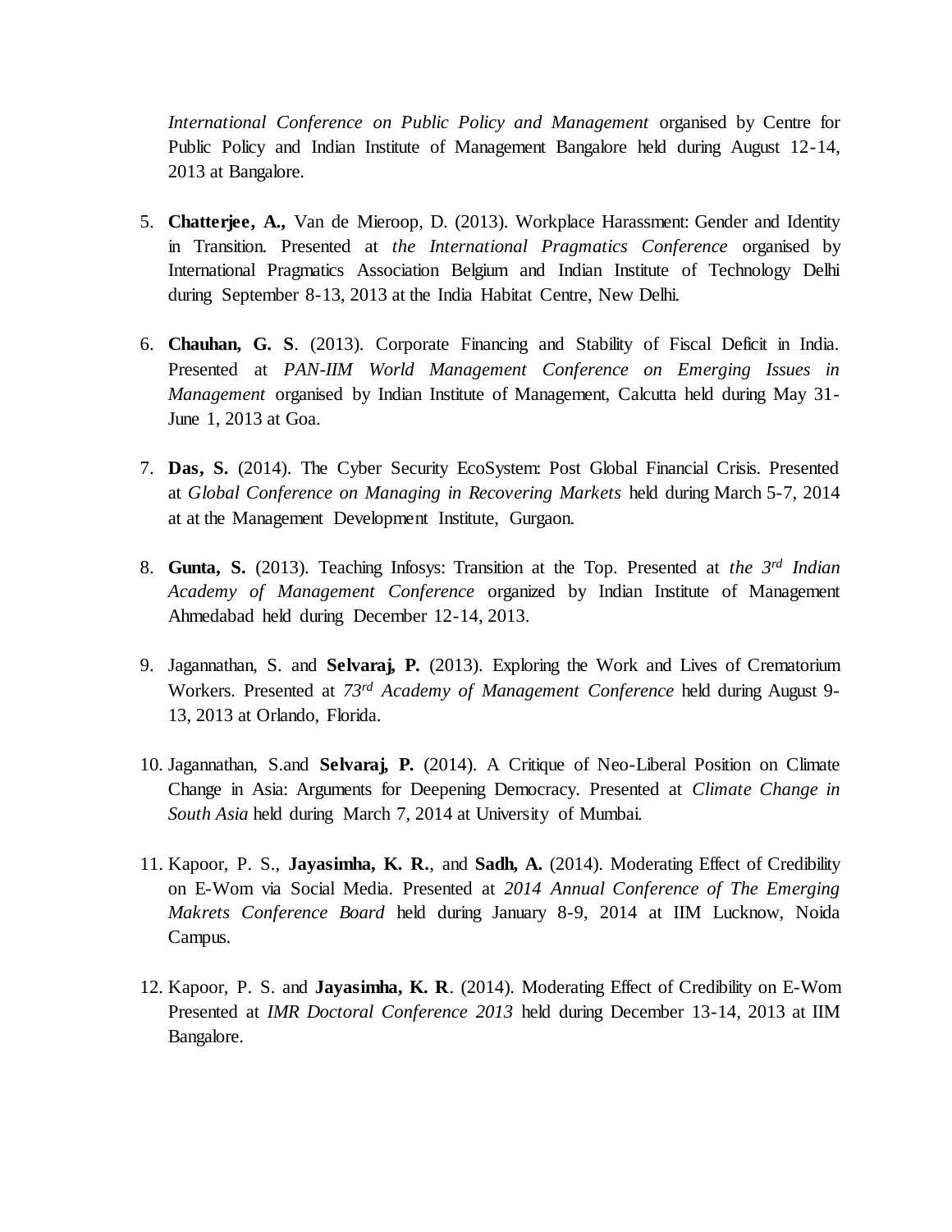*International Conference on Public Policy and Management* organised by Centre for Public Policy and Indian Institute of Management Bangalore held during August 12-14, 2013 at Bangalore.

5. **Chatterjee, A.,** Van de Mieroop, D. (2013). Workplace Harassment: Gender and Identity in Transition. Presented at *the International Pragmatics Conference* organised by International Pragmatics Association Belgium and Indian Institute of Technology Delhi during September 8-13, 2013 at the India Habitat Centre, New Delhi.

6. **Chauhan, G. S**. (2013). Corporate Financing and Stability of Fiscal Deficit in India. Presented at *PAN-IIM World Management Conference on Emerging Issues in Management* organised by Indian Institute of Management, Calcutta held during May 31-June 1, 2013 at Goa.

7. **Das, S.** (2014). The Cyber Security EcoSystem: Post Global Financial Crisis. Presented at *Global Conference on Managing in Recovering Markets* held during March 5-7, 2014 at at the Management Development Institute, Gurgaon.

8. **Gunta, S.** (2013). Teaching Infosys: Transition at the Top. Presented at *the 3rd Indian Academy of Management Conference* organized by Indian Institute of Management Ahmedabad held during December 12-14, 2013.

9. Jagannathan, S. and **Selvaraj, P.** (2013). Exploring the Work and Lives of Crematorium Workers. Presented at *73rd Academy of Management Conference* held during August 9-13, 2013 at Orlando, Florida.

10. Jagannathan, S.and **Selvaraj, P.** (2014). A Critique of Neo-Liberal Position on Climate Change in Asia: Arguments for Deepening Democracy. Presented at *Climate Change in South Asia* held during March 7, 2014 at University of Mumbai.

11. Kapoor, P. S., **Jayasimha, K. R.**, and **Sadh, A.** (2014). Moderating Effect of Credibility on E-Wom via Social Media. Presented at *2014 Annual Conference of The Emerging Makrets Conference Board* held during January 8-9, 2014 at IIM Lucknow, Noida Campus.

12. Kapoor, P. S. and **Jayasimha, K. R**. (2014). Moderating Effect of Credibility on E-Wom Presented at *IMR Doctoral Conference 2013* held during December 13-14, 2013 at IIM Bangalore.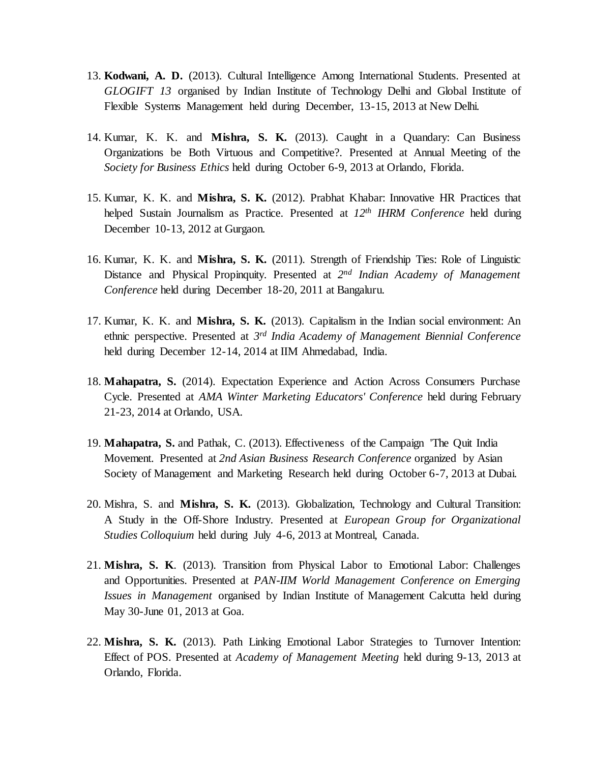13. **Kodwani, A. D.** (2013). Cultural Intelligence Among International Students. Presented at *GLOGIFT 13* organised by Indian Institute of Technology Delhi and Global Institute of Flexible Systems Management held during December, 13-15, 2013 at New Delhi.

14. Kumar, K. K. and **Mishra, S. K.** (2013). Caught in a Quandary: Can Business Organizations be Both Virtuous and Competitive?. Presented at Annual Meeting of the *Society for Business Ethics* held during October 6-9, 2013 at Orlando, Florida.

15. Kumar, K. K. and **Mishra, S. K.** (2012). Prabhat Khabar: Innovative HR Practices that helped Sustain Journalism as Practice. Presented at *12th IHRM Conference* held during December 10-13, 2012 at Gurgaon.

16. Kumar, K. K. and **Mishra, S. K.** (2011). Strength of Friendship Ties: Role of Linguistic Distance and Physical Propinquity. Presented at *2nd Indian Academy of Management Conference* held during December 18-20, 2011 at Bangaluru.

17. Kumar, K. K. and **Mishra, S. K.** (2013). Capitalism in the Indian social environment: An ethnic perspective. Presented at *3rd India Academy of Management Biennial Conference* held during December 12-14, 2014 at IIM Ahmedabad, India.

18. **Mahapatra, S.** (2014). Expectation Experience and Action Across Consumers Purchase Cycle. Presented at *AMA Winter Marketing Educators' Conference* held during February 21-23, 2014 at Orlando, USA.

19. **Mahapatra, S.** and Pathak, C. (2013). Effectiveness of the Campaign 'The Quit India Movement. Presented at *2nd Asian Business Research Conference* organized by Asian Society of Management and Marketing Research held during October 6-7, 2013 at Dubai.

20. Mishra, S. and **Mishra, S. K.** (2013). Globalization, Technology and Cultural Transition: A Study in the Off-Shore Industry. Presented at *European Group for Organizational Studies Colloquium* held during July 4-6, 2013 at Montreal, Canada.

21. **Mishra, S. K**. (2013). Transition from Physical Labor to Emotional Labor: Challenges and Opportunities. Presented at *PAN-IIM World Management Conference on Emerging Issues in Management* organised by Indian Institute of Management Calcutta held during May 30-June 01, 2013 at Goa.

22. **Mishra, S. K.** (2013). Path Linking Emotional Labor Strategies to Turnover Intention: Effect of POS. Presented at *Academy of Management Meeting* held during 9-13, 2013 at Orlando, Florida.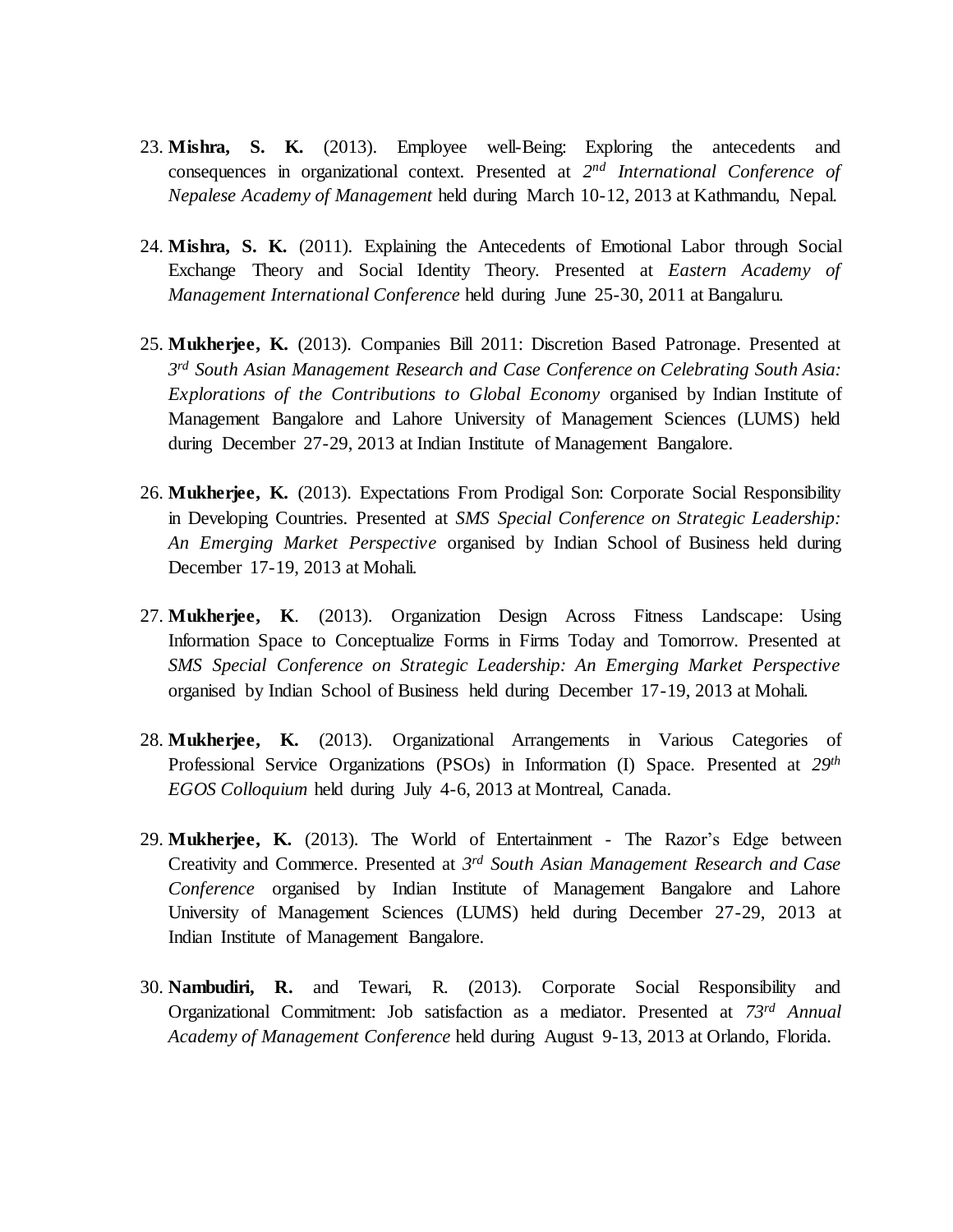23. **Mishra, S. K.** (2013). Employee well-Being: Exploring the antecedents and consequences in organizational context. Presented at *2nd International Conference of Nepalese Academy of Management* held during March 10-12, 2013 at Kathmandu, Nepal.

24. **Mishra, S. K.** (2011). Explaining the Antecedents of Emotional Labor through Social Exchange Theory and Social Identity Theory. Presented at *Eastern Academy of Management International Conference* held during June 25-30, 2011 at Bangaluru.

25. **Mukherjee, K.** (2013). Companies Bill 2011: Discretion Based Patronage. Presented at *3rd South Asian Management Research and Case Conference on Celebrating South Asia: Explorations of the Contributions to Global Economy* organised by Indian Institute of Management Bangalore and Lahore University of Management Sciences (LUMS) held during December 27-29, 2013 at Indian Institute of Management Bangalore.

26. **Mukherjee, K.** (2013). Expectations From Prodigal Son: Corporate Social Responsibility in Developing Countries. Presented at *SMS Special Conference on Strategic Leadership: An Emerging Market Perspective* organised by Indian School of Business held during December 17-19, 2013 at Mohali.

27. **Mukherjee, K**. (2013). Organization Design Across Fitness Landscape: Using Information Space to Conceptualize Forms in Firms Today and Tomorrow. Presented at *SMS Special Conference on Strategic Leadership: An Emerging Market Perspective* organised by Indian School of Business held during December 17-19, 2013 at Mohali.

28. **Mukherjee, K.** (2013). Organizational Arrangements in Various Categories of Professional Service Organizations (PSOs) in Information (I) Space. Presented at *29th EGOS Colloquium* held during July 4-6, 2013 at Montreal, Canada.

29. **Mukherjee, K.** (2013). The World of Entertainment - The Razor's Edge between Creativity and Commerce. Presented at *3rd South Asian Management Research and Case Conference* organised by Indian Institute of Management Bangalore and Lahore University of Management Sciences (LUMS) held during December 27-29, 2013 at Indian Institute of Management Bangalore.

30. **Nambudiri, R.** and Tewari, R. (2013). Corporate Social Responsibility and Organizational Commitment: Job satisfaction as a mediator. Presented at *73rd Annual Academy of Management Conference* held during August 9-13, 2013 at Orlando, Florida.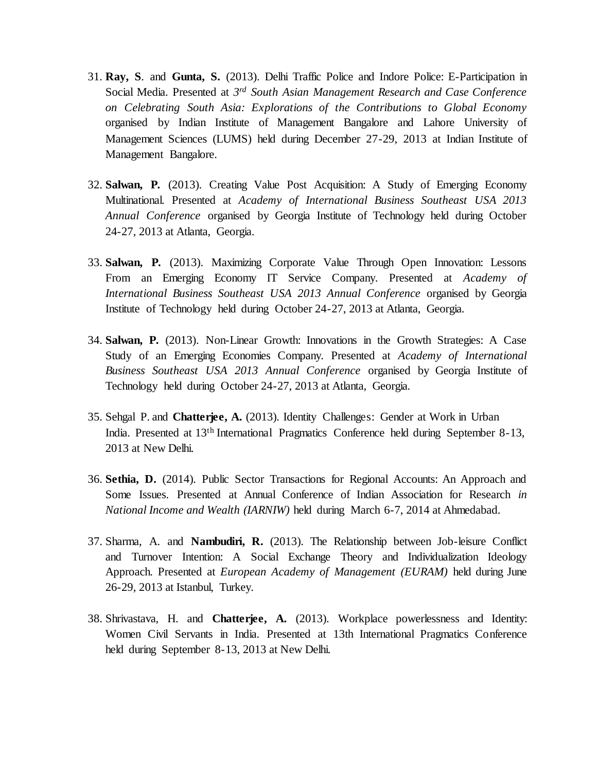31. **Ray, S**. and **Gunta, S.** (2013). Delhi Traffic Police and Indore Police: E-Participation in Social Media. Presented at *3rd South Asian Management Research and Case Conference on Celebrating South Asia: Explorations of the Contributions to Global Economy* organised by Indian Institute of Management Bangalore and Lahore University of Management Sciences (LUMS) held during December 27-29, 2013 at Indian Institute of Management Bangalore.

32. **Salwan, P.** (2013). Creating Value Post Acquisition: A Study of Emerging Economy Multinational. Presented at *Academy of International Business Southeast USA 2013 Annual Conference* organised by Georgia Institute of Technology held during October 24-27, 2013 at Atlanta, Georgia.

33. **Salwan, P.** (2013). Maximizing Corporate Value Through Open Innovation: Lessons From an Emerging Economy IT Service Company. Presented at *Academy of International Business Southeast USA 2013 Annual Conference* organised by Georgia Institute of Technology held during October 24-27, 2013 at Atlanta, Georgia.

34. **Salwan, P.** (2013). Non-Linear Growth: Innovations in the Growth Strategies: A Case Study of an Emerging Economies Company. Presented at *Academy of International Business Southeast USA 2013 Annual Conference* organised by Georgia Institute of Technology held during October 24-27, 2013 at Atlanta, Georgia.

35. Sehgal P. and **Chatterjee, A.** (2013). Identity Challenges: Gender at Work in Urban India. Presented at 13th International Pragmatics Conference held during September 8-13, 2013 at New Delhi.

36. **Sethia, D.** (2014). Public Sector Transactions for Regional Accounts: An Approach and Some Issues. Presented at Annual Conference of Indian Association for Research *in National Income and Wealth (IARNIW)* held during March 6-7, 2014 at Ahmedabad.

37. Sharma, A. and **Nambudiri, R.** (2013). The Relationship between Job-leisure Conflict and Turnover Intention: A Social Exchange Theory and Individualization Ideology Approach. Presented at *European Academy of Management (EURAM)* held during June 26-29, 2013 at Istanbul, Turkey.

38. Shrivastava, H. and **Chatterjee, A.** (2013). Workplace powerlessness and Identity: Women Civil Servants in India. Presented at 13th International Pragmatics Conference held during September 8-13, 2013 at New Delhi.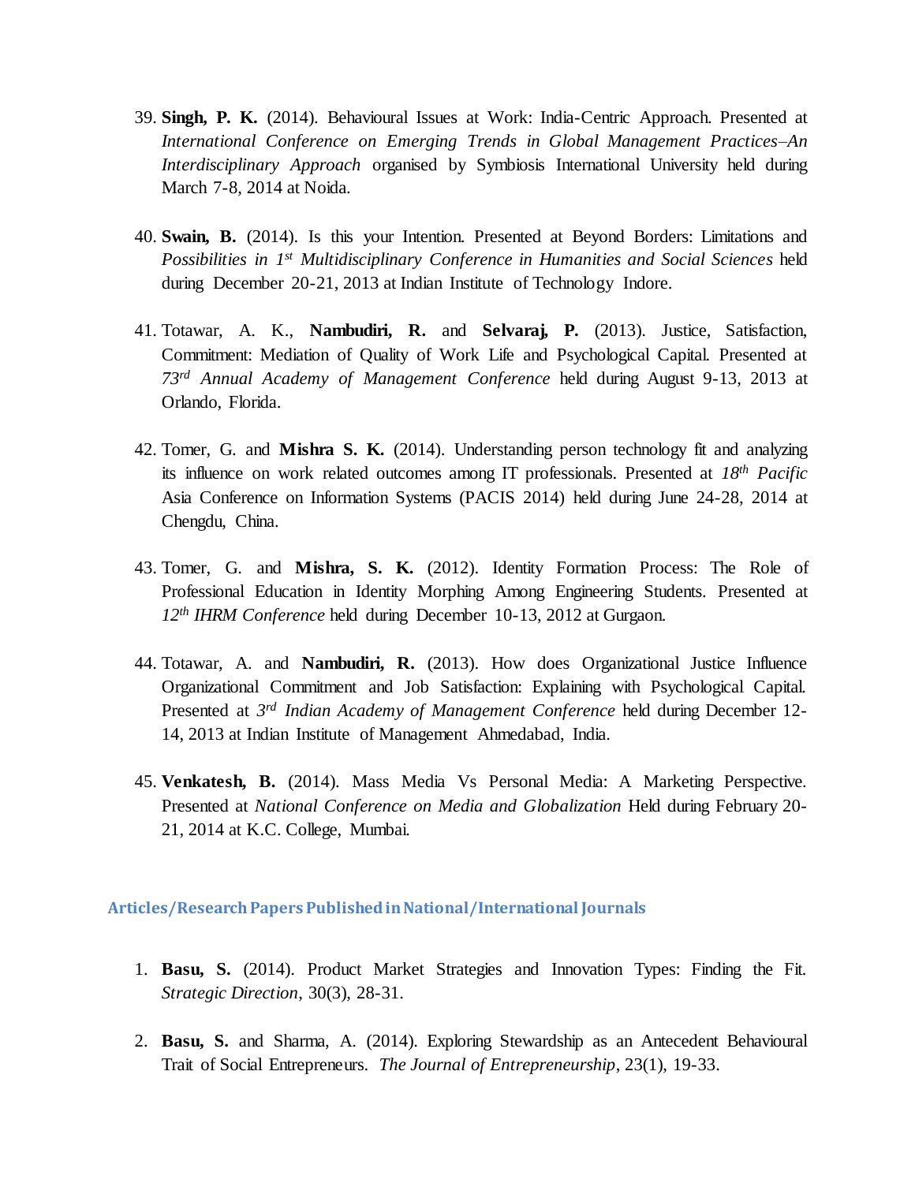39. **Singh, P. K.** (2014). Behavioural Issues at Work: India-Centric Approach. Presented at *International Conference on Emerging Trends in Global Management Practices–An Interdisciplinary Approach* organised by Symbiosis International University held during March 7-8, 2014 at Noida.

40. **Swain, B.** (2014). Is this your Intention. Presented at Beyond Borders: Limitations and *Possibilities in 1st Multidisciplinary Conference in Humanities and Social Sciences* held during December 20-21, 2013 at Indian Institute of Technology Indore.

41. Totawar, A. K., **Nambudiri, R.** and **Selvaraj, P.** (2013). Justice, Satisfaction, Commitment: Mediation of Quality of Work Life and Psychological Capital. Presented at *73rd Annual Academy of Management Conference* held during August 9-13, 2013 at Orlando, Florida.

42. Tomer, G. and **Mishra S. K.** (2014). Understanding person technology fit and analyzing its influence on work related outcomes among IT professionals. Presented at *18th Pacific* Asia Conference on Information Systems (PACIS 2014) held during June 24-28, 2014 at Chengdu, China.

43. Tomer, G. and **Mishra, S. K.** (2012). Identity Formation Process: The Role of Professional Education in Identity Morphing Among Engineering Students. Presented at *12th IHRM Conference* held during December 10-13, 2012 at Gurgaon.

44. Totawar, A. and **Nambudiri, R.** (2013). How does Organizational Justice Influence Organizational Commitment and Job Satisfaction: Explaining with Psychological Capital. Presented at *3rd Indian Academy of Management Conference* held during December 12-14, 2013 at Indian Institute of Management Ahmedabad, India.

45. **Venkatesh, B.** (2014). Mass Media Vs Personal Media: A Marketing Perspective. Presented at *National Conference on Media and Globalization* Held during February 20-21, 2014 at K.C. College, Mumbai.

### Articles/Research Papers Published in National/International Journals

1. **Basu, S.** (2014). Product Market Strategies and Innovation Types: Finding the Fit. *Strategic Direction*, 30(3), 28-31.

2. **Basu, S.** and Sharma, A. (2014). Exploring Stewardship as an Antecedent Behavioural Trait of Social Entrepreneurs. *The Journal of Entrepreneurship*, 23(1), 19-33.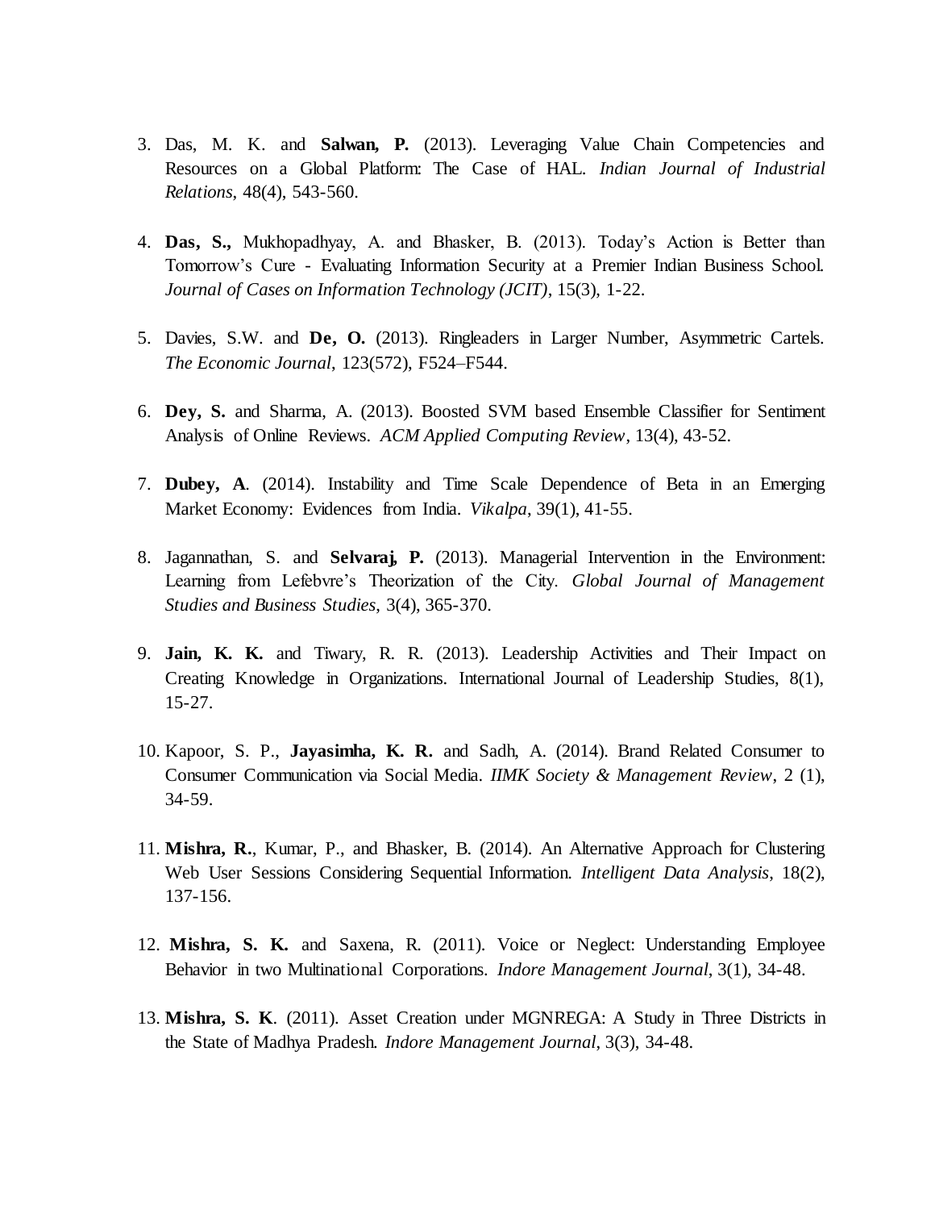3. Das, M. K. and **Salwan, P.** (2013). Leveraging Value Chain Competencies and Resources on a Global Platform: The Case of HAL. *Indian Journal of Industrial Relations*, 48(4), 543-560.

4. **Das, S.,** Mukhopadhyay, A. and Bhasker, B. (2013). Today's Action is Better than Tomorrow's Cure - Evaluating Information Security at a Premier Indian Business School. *Journal of Cases on Information Technology (JCIT)*, 15(3), 1-22.

5. Davies, S.W. and **De, O.** (2013). Ringleaders in Larger Number, Asymmetric Cartels. *The Economic Journal*, 123(572), F524–F544.

6. **Dey, S.** and Sharma, A. (2013). Boosted SVM based Ensemble Classifier for Sentiment Analysis of Online Reviews. *ACM Applied Computing Review*, 13(4), 43-52.

7. **Dubey, A**. (2014). Instability and Time Scale Dependence of Beta in an Emerging Market Economy: Evidences from India. *Vikalpa*, 39(1), 41-55.

8. Jagannathan, S. and **Selvaraj, P.** (2013). Managerial Intervention in the Environment: Learning from Lefebvre's Theorization of the City. *Global Journal of Management Studies and Business Studies*, 3(4), 365-370.

9. **Jain, K. K.** and Tiwary, R. R. (2013). Leadership Activities and Their Impact on Creating Knowledge in Organizations. International Journal of Leadership Studies, 8(1), 15-27.

10. Kapoor, S. P., **Jayasimha, K. R.** and Sadh, A. (2014). Brand Related Consumer to Consumer Communication via Social Media. *IIMK Society & Management Review*, 2 (1), 34-59.

11. **Mishra, R.**, Kumar, P., and Bhasker, B. (2014). An Alternative Approach for Clustering Web User Sessions Considering Sequential Information. *Intelligent Data Analysis*, 18(2), 137-156.

12. **Mishra, S. K.** and Saxena, R. (2011). Voice or Neglect: Understanding Employee Behavior in two Multinational Corporations. *Indore Management Journal*, 3(1), 34-48.

13. **Mishra, S. K**. (2011). Asset Creation under MGNREGA: A Study in Three Districts in the State of Madhya Pradesh. *Indore Management Journal*, 3(3), 34-48.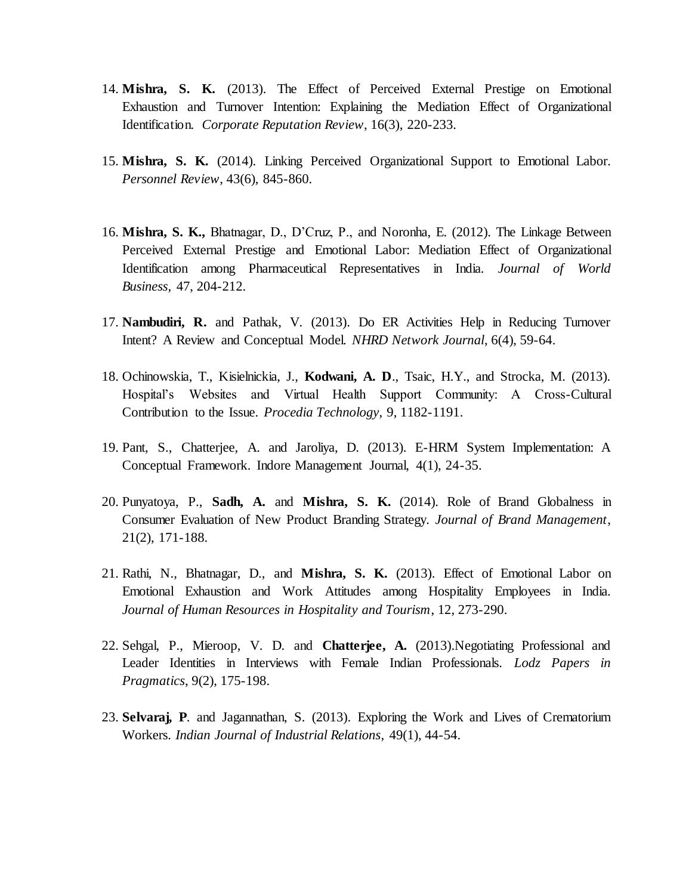14. **Mishra, S. K.** (2013). The Effect of Perceived External Prestige on Emotional Exhaustion and Turnover Intention: Explaining the Mediation Effect of Organizational Identification. *Corporate Reputation Review*, 16(3), 220-233.

15. **Mishra, S. K.** (2014). Linking Perceived Organizational Support to Emotional Labor. *Personnel Review*, 43(6), 845-860.

16. **Mishra, S. K.,** Bhatnagar, D., D'Cruz, P., and Noronha, E. (2012). The Linkage Between Perceived External Prestige and Emotional Labor: Mediation Effect of Organizational Identification among Pharmaceutical Representatives in India. *Journal of World Business*, 47, 204-212.

17. **Nambudiri, R.** and Pathak, V. (2013). Do ER Activities Help in Reducing Turnover Intent? A Review and Conceptual Model. *NHRD Network Journal*, 6(4), 59-64.

18. Ochinowskia, T., Kisielnickia, J., **Kodwani, A. D**., Tsaic, H.Y., and Strocka, M. (2013). Hospital's Websites and Virtual Health Support Community: A Cross-Cultural Contribution to the Issue. *Procedia Technology*, 9, 1182-1191.

19. Pant, S., Chatterjee, A. and Jaroliya, D. (2013). E-HRM System Implementation: A Conceptual Framework. Indore Management Journal, 4(1), 24-35.

20. Punyatoya, P., **Sadh, A.** and **Mishra, S. K.** (2014). Role of Brand Globalness in Consumer Evaluation of New Product Branding Strategy. *Journal of Brand Management*, 21(2), 171-188.

21. Rathi, N., Bhatnagar, D., and **Mishra, S. K.** (2013). Effect of Emotional Labor on Emotional Exhaustion and Work Attitudes among Hospitality Employees in India. *Journal of Human Resources in Hospitality and Tourism*, 12, 273-290.

22. Sehgal, P., Mieroop, V. D. and **Chatterjee, A.** (2013).Negotiating Professional and Leader Identities in Interviews with Female Indian Professionals. *Lodz Papers in Pragmatics*, 9(2), 175-198.

23. **Selvaraj, P**. and Jagannathan, S. (2013). Exploring the Work and Lives of Crematorium Workers. *Indian Journal of Industrial Relations*, 49(1), 44-54.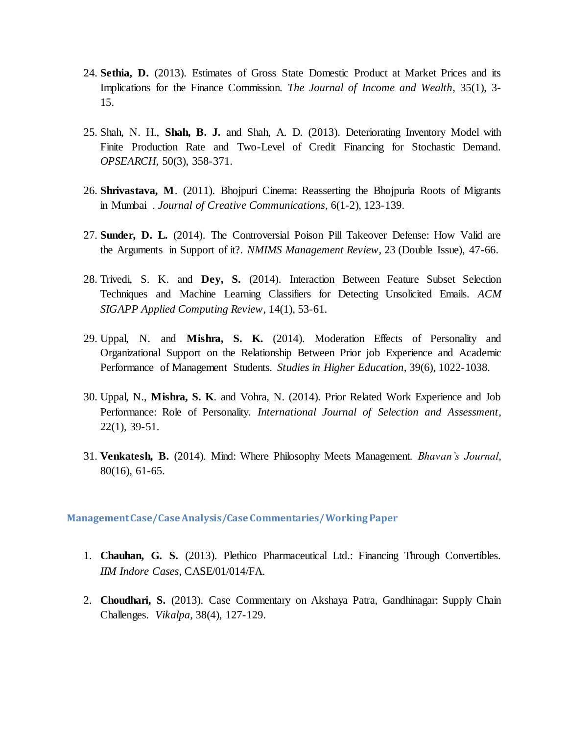24. **Sethia, D.** (2013). Estimates of Gross State Domestic Product at Market Prices and its Implications for the Finance Commission. *The Journal of Income and Wealth*, 35(1), 3-15.

25. Shah, N. H., **Shah, B. J.** and Shah, A. D. (2013). Deteriorating Inventory Model with Finite Production Rate and Two-Level of Credit Financing for Stochastic Demand. *OPSEARCH*, 50(3), 358-371.

26. **Shrivastava, M**. (2011). Bhojpuri Cinema: Reasserting the Bhojpuria Roots of Migrants in Mumbai . *Journal of Creative Communications*, 6(1-2), 123-139.

27. **Sunder, D. L.** (2014). The Controversial Poison Pill Takeover Defense: How Valid are the Arguments in Support of it?. *NMIMS Management Review*, 23 (Double Issue), 47-66.

28. Trivedi, S. K. and **Dey, S.** (2014). Interaction Between Feature Subset Selection Techniques and Machine Learning Classifiers for Detecting Unsolicited Emails. *ACM SIGAPP Applied Computing Review*, 14(1), 53-61.

29. Uppal, N. and **Mishra, S. K.** (2014). Moderation Effects of Personality and Organizational Support on the Relationship Between Prior job Experience and Academic Performance of Management Students. *Studies in Higher Education*, 39(6), 1022-1038.

30. Uppal, N., **Mishra, S. K**. and Vohra, N. (2014). Prior Related Work Experience and Job Performance: Role of Personality. *International Journal of Selection and Assessment*, 22(1), 39-51.

31. **Venkatesh, B.** (2014). Mind: Where Philosophy Meets Management. *Bhavan's Journal*, 80(16), 61-65.

## Management Case/Case Analysis/Case Commentaries/Working Paper

1. **Chauhan, G. S.** (2013). Plethico Pharmaceutical Ltd.: Financing Through Convertibles. *IIM Indore Cases*, CASE/01/014/FA.

2. **Choudhari, S.** (2013). Case Commentary on Akshaya Patra, Gandhinagar: Supply Chain Challenges. *Vikalpa*, 38(4), 127-129.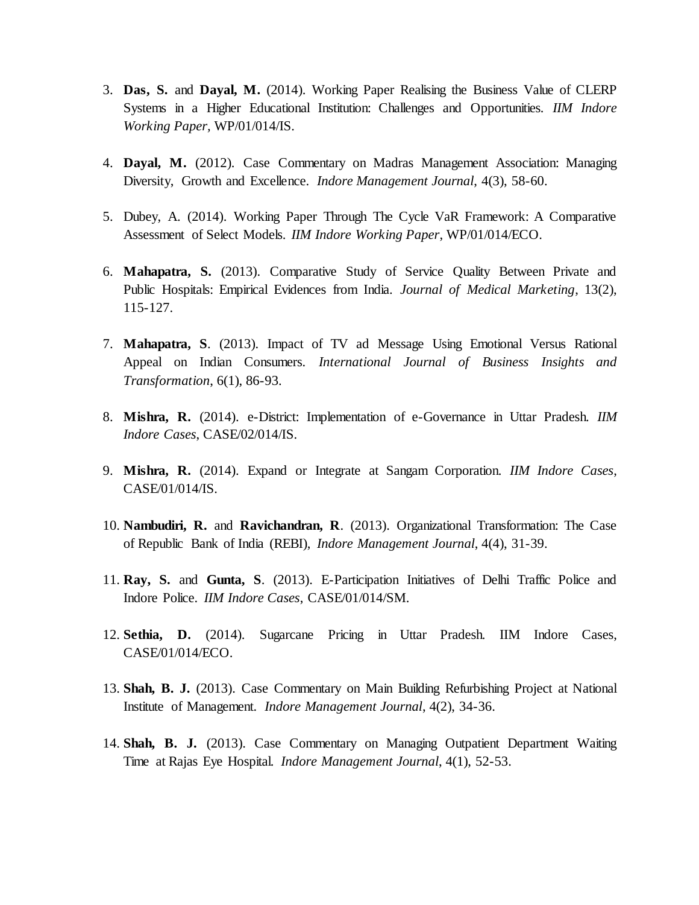3. **Das, S.** and **Dayal, M.** (2014). Working Paper Realising the Business Value of CLERP Systems in a Higher Educational Institution: Challenges and Opportunities. *IIM Indore Working Paper*, WP/01/014/IS.

4. **Dayal, M.** (2012). Case Commentary on Madras Management Association: Managing Diversity, Growth and Excellence. *Indore Management Journal*, 4(3), 58-60.

5. Dubey, A. (2014). Working Paper Through The Cycle VaR Framework: A Comparative Assessment of Select Models. *IIM Indore Working Paper*, WP/01/014/ECO.

6. **Mahapatra, S.** (2013). Comparative Study of Service Quality Between Private and Public Hospitals: Empirical Evidences from India. *Journal of Medical Marketing*, 13(2), 115-127.

7. **Mahapatra, S**. (2013). Impact of TV ad Message Using Emotional Versus Rational Appeal on Indian Consumers. *International Journal of Business Insights and Transformation*, 6(1), 86-93.

8. **Mishra, R.** (2014). e-District: Implementation of e-Governance in Uttar Pradesh. *IIM Indore Cases*, CASE/02/014/IS.

9. **Mishra, R.** (2014). Expand or Integrate at Sangam Corporation. *IIM Indore Cases*, CASE/01/014/IS.

10. **Nambudiri, R.** and **Ravichandran, R**. (2013). Organizational Transformation: The Case of Republic Bank of India (REBI), *Indore Management Journal*, 4(4), 31-39.

11. **Ray, S.** and **Gunta, S**. (2013). E-Participation Initiatives of Delhi Traffic Police and Indore Police. *IIM Indore Cases*, CASE/01/014/SM.

12. **Sethia, D.** (2014). Sugarcane Pricing in Uttar Pradesh. IIM Indore Cases, CASE/01/014/ECO.

13. **Shah, B. J.** (2013). Case Commentary on Main Building Refurbishing Project at National Institute of Management. *Indore Management Journal*, 4(2), 34-36.

14. **Shah, B. J.** (2013). Case Commentary on Managing Outpatient Department Waiting Time at Rajas Eye Hospital. *Indore Management Journal*, 4(1), 52-53.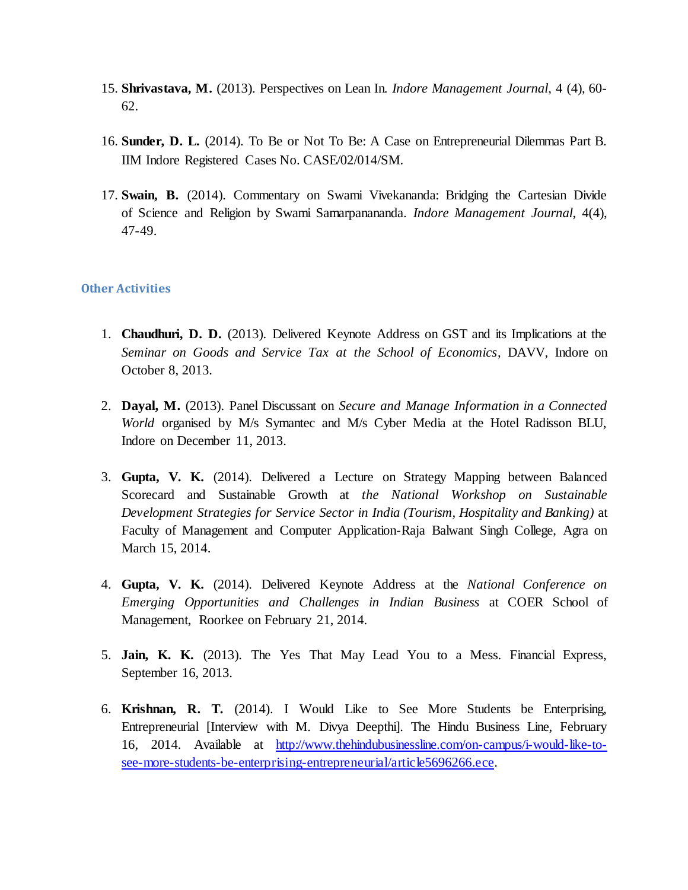15. **Shrivastava, M.** (2013). Perspectives on Lean In. *Indore Management Journal*, 4 (4), 60-62.

16. **Sunder, D. L.** (2014). To Be or Not To Be: A Case on Entrepreneurial Dilemmas Part B. IIM Indore Registered Cases No. CASE/02/014/SM.

17. **Swain, B.** (2014). Commentary on Swami Vivekananda: Bridging the Cartesian Divide of Science and Religion by Swami Samarpanananda. *Indore Management Journal*, 4(4), 47-49.

## Other Activities

1. **Chaudhuri, D. D.** (2013). Delivered Keynote Address on GST and its Implications at the *Seminar on Goods and Service Tax at the School of Economics*, DAVV, Indore on October 8, 2013.

2. **Dayal, M.** (2013). Panel Discussant on *Secure and Manage Information in a Connected World* organised by M/s Symantec and M/s Cyber Media at the Hotel Radisson BLU, Indore on December 11, 2013.

3. **Gupta, V. K.** (2014). Delivered a Lecture on Strategy Mapping between Balanced Scorecard and Sustainable Growth at *the National Workshop on Sustainable Development Strategies for Service Sector in India (Tourism, Hospitality and Banking)* at Faculty of Management and Computer Application-Raja Balwant Singh College, Agra on March 15, 2014.

4. **Gupta, V. K.** (2014). Delivered Keynote Address at the *National Conference on Emerging Opportunities and Challenges in Indian Business* at COER School of Management, Roorkee on February 21, 2014.

5. **Jain, K. K.** (2013). The Yes That May Lead You to a Mess. Financial Express, September 16, 2013.

6. **Krishnan, R. T.** (2014). I Would Like to See More Students be Enterprising, Entrepreneurial [Interview with M. Divya Deepthi]. The Hindu Business Line, February 16, 2014. Available at http://www.thehindubusinessline.com/on-campus/i-would-like-to-see-more-students-be-enterprising-entrepreneurial/article5696266.ece.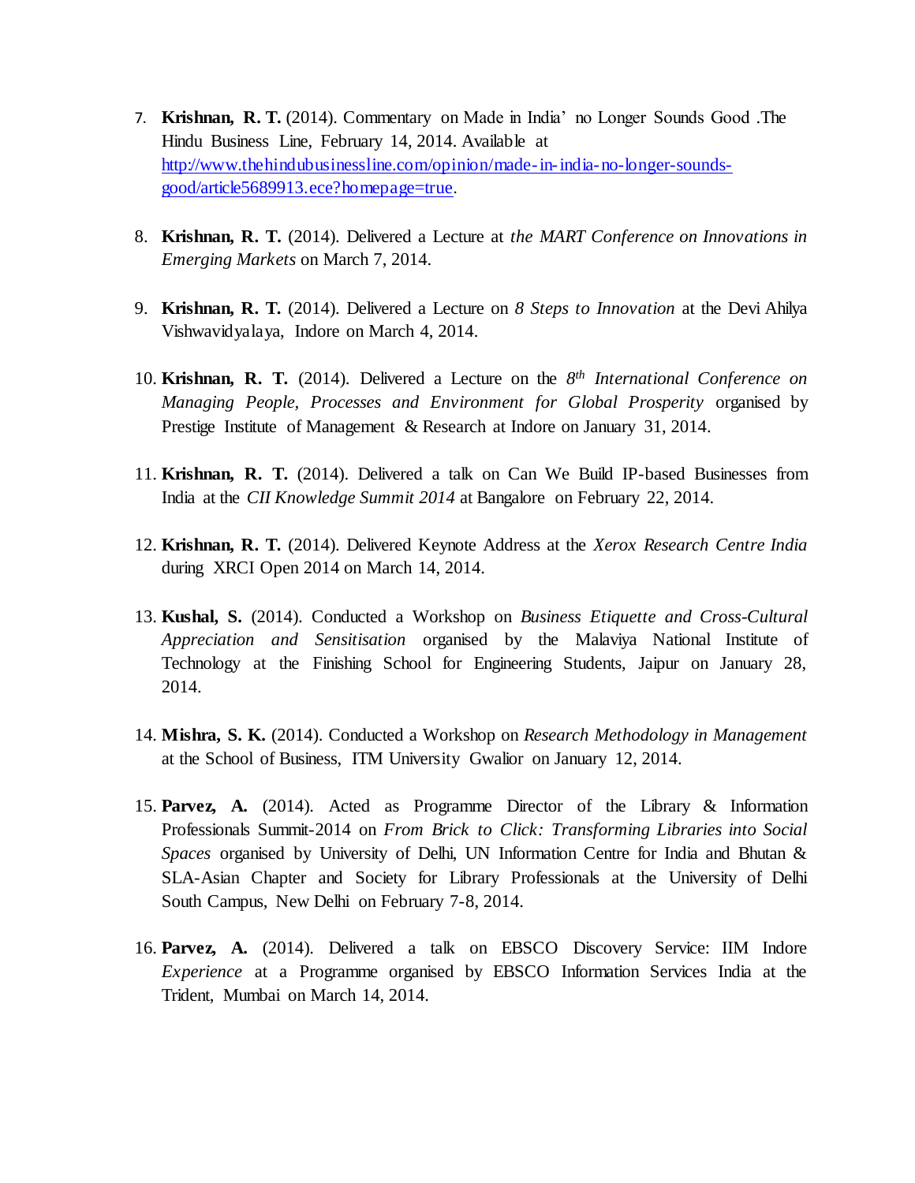7. **Krishnan, R. T.** (2014). Commentary on Made in India' no Longer Sounds Good .The Hindu Business Line, February 14, 2014. Available at [http://www.thehindubusinessline.com/opinion/made-in-india-no-longer-sounds-good/article5689913.ece?homepage=true](http://www.thehindubusinessline.com/opinion/made-in-india-no-longer-sounds-good/article5689913.ece?homepage=true).

8. **Krishnan, R. T.** (2014). Delivered a Lecture at *the MART Conference on Innovations in Emerging Markets* on March 7, 2014.

9. **Krishnan, R. T.** (2014). Delivered a Lecture on *8 Steps to Innovation* at the Devi Ahilya Vishwavidyalaya, Indore on March 4, 2014.

10. **Krishnan, R. T.** (2014). Delivered a Lecture on the *8th International Conference on Managing People, Processes and Environment for Global Prosperity* organised by Prestige Institute of Management & Research at Indore on January 31, 2014.

11. **Krishnan, R. T.** (2014). Delivered a talk on Can We Build IP-based Businesses from India at the *CII Knowledge Summit 2014* at Bangalore on February 22, 2014.

12. **Krishnan, R. T.** (2014). Delivered Keynote Address at the *Xerox Research Centre India* during XRCI Open 2014 on March 14, 2014.

13. **Kushal, S.** (2014). Conducted a Workshop on *Business Etiquette and Cross-Cultural Appreciation and Sensitisation* organised by the Malaviya National Institute of Technology at the Finishing School for Engineering Students, Jaipur on January 28, 2014.

14. **Mishra, S. K.** (2014). Conducted a Workshop on *Research Methodology in Management* at the School of Business, ITM University Gwalior on January 12, 2014.

15. **Parvez, A.** (2014). Acted as Programme Director of the Library & Information Professionals Summit-2014 on *From Brick to Click: Transforming Libraries into Social Spaces* organised by University of Delhi, UN Information Centre for India and Bhutan & SLA-Asian Chapter and Society for Library Professionals at the University of Delhi South Campus, New Delhi on February 7-8, 2014.

16. **Parvez, A.** (2014). Delivered a talk on EBSCO Discovery Service: IIM Indore *Experience* at a Programme organised by EBSCO Information Services India at the Trident, Mumbai on March 14, 2014.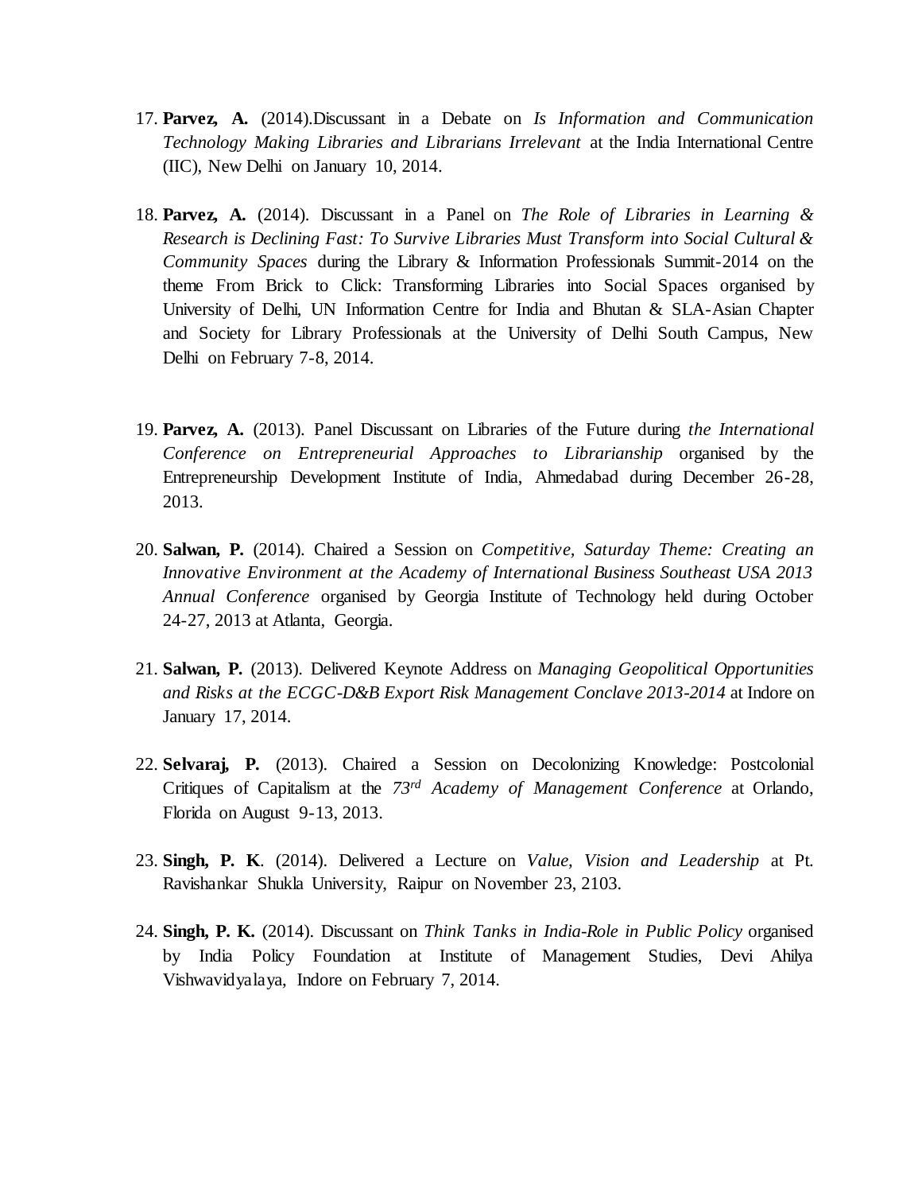17. **Parvez, A.** (2014).Discussant in a Debate on *Is Information and Communication Technology Making Libraries and Librarians Irrelevant* at the India International Centre (IIC), New Delhi on January 10, 2014.

18. **Parvez, A.** (2014). Discussant in a Panel on *The Role of Libraries in Learning & Research is Declining Fast: To Survive Libraries Must Transform into Social Cultural & Community Spaces* during the Library & Information Professionals Summit-2014 on the theme From Brick to Click: Transforming Libraries into Social Spaces organised by University of Delhi, UN Information Centre for India and Bhutan & SLA-Asian Chapter and Society for Library Professionals at the University of Delhi South Campus, New Delhi on February 7-8, 2014.

19. **Parvez, A.** (2013). Panel Discussant on Libraries of the Future during *the International Conference on Entrepreneurial Approaches to Librarianship* organised by the Entrepreneurship Development Institute of India, Ahmedabad during December 26-28, 2013.

20. **Salwan, P.** (2014). Chaired a Session on *Competitive, Saturday Theme: Creating an Innovative Environment at the Academy of International Business Southeast USA 2013 Annual Conference* organised by Georgia Institute of Technology held during October 24-27, 2013 at Atlanta, Georgia.

21. **Salwan, P.** (2013). Delivered Keynote Address on *Managing Geopolitical Opportunities and Risks at the ECGC-D&B Export Risk Management Conclave 2013-2014* at Indore on January 17, 2014.

22. **Selvaraj, P.** (2013). Chaired a Session on Decolonizing Knowledge: Postcolonial Critiques of Capitalism at the *73rd Academy of Management Conference* at Orlando, Florida on August 9-13, 2013.

23. **Singh, P. K**. (2014). Delivered a Lecture on *Value, Vision and Leadership* at Pt. Ravishankar Shukla University, Raipur on November 23, 2103.

24. **Singh, P. K.** (2014). Discussant on *Think Tanks in India-Role in Public Policy* organised by India Policy Foundation at Institute of Management Studies, Devi Ahilya Vishwavidyalaya, Indore on February 7, 2014.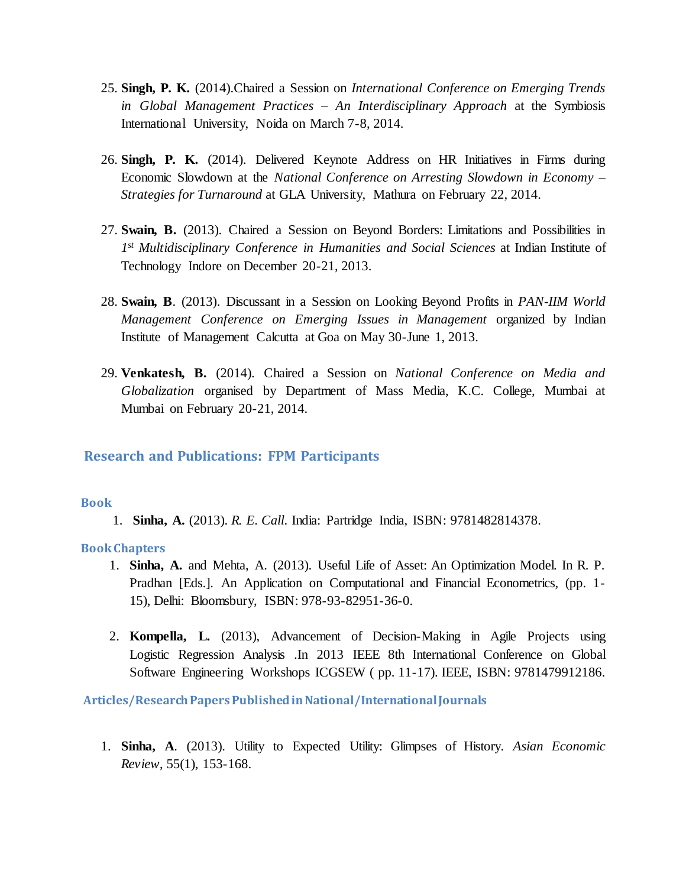25. **Singh, P. K.** (2014).Chaired a Session on *International Conference on Emerging Trends in Global Management Practices – An Interdisciplinary Approach* at the Symbiosis International University, Noida on March 7-8, 2014.

26. **Singh, P. K.** (2014). Delivered Keynote Address on HR Initiatives in Firms during Economic Slowdown at the *National Conference on Arresting Slowdown in Economy – Strategies for Turnaround* at GLA University, Mathura on February 22, 2014.

27. **Swain, B.** (2013). Chaired a Session on Beyond Borders: Limitations and Possibilities in *1st Multidisciplinary Conference in Humanities and Social Sciences* at Indian Institute of Technology Indore on December 20-21, 2013.

28. **Swain, B**. (2013). Discussant in a Session on Looking Beyond Profits in *PAN-IIM World Management Conference on Emerging Issues in Management* organized by Indian Institute of Management Calcutta at Goa on May 30-June 1, 2013.

29. **Venkatesh, B.** (2014). Chaired a Session on *National Conference on Media and Globalization* organised by Department of Mass Media, K.C. College, Mumbai at Mumbai on February 20-21, 2014.

## Research and Publications: FPM Participants

### Book

1. **Sinha, A.** (2013). *R. E. Call*. India: Partridge India, ISBN: 9781482814378.

### Book Chapters

1. **Sinha, A.** and Mehta, A. (2013). Useful Life of Asset: An Optimization Model. In R. P. Pradhan [Eds.]. An Application on Computational and Financial Econometrics, (pp. 1-15), Delhi: Bloomsbury, ISBN: 978-93-82951-36-0.

2. **Kompella, L.** (2013), Advancement of Decision-Making in Agile Projects using Logistic Regression Analysis .In 2013 IEEE 8th International Conference on Global Software Engineering Workshops ICGSEW ( pp. 11-17). IEEE, ISBN: 9781479912186.

### Articles/Research Papers Published in National/International Journals

1. **Sinha, A**. (2013). Utility to Expected Utility: Glimpses of History. *Asian Economic Review*, 55(1), 153-168.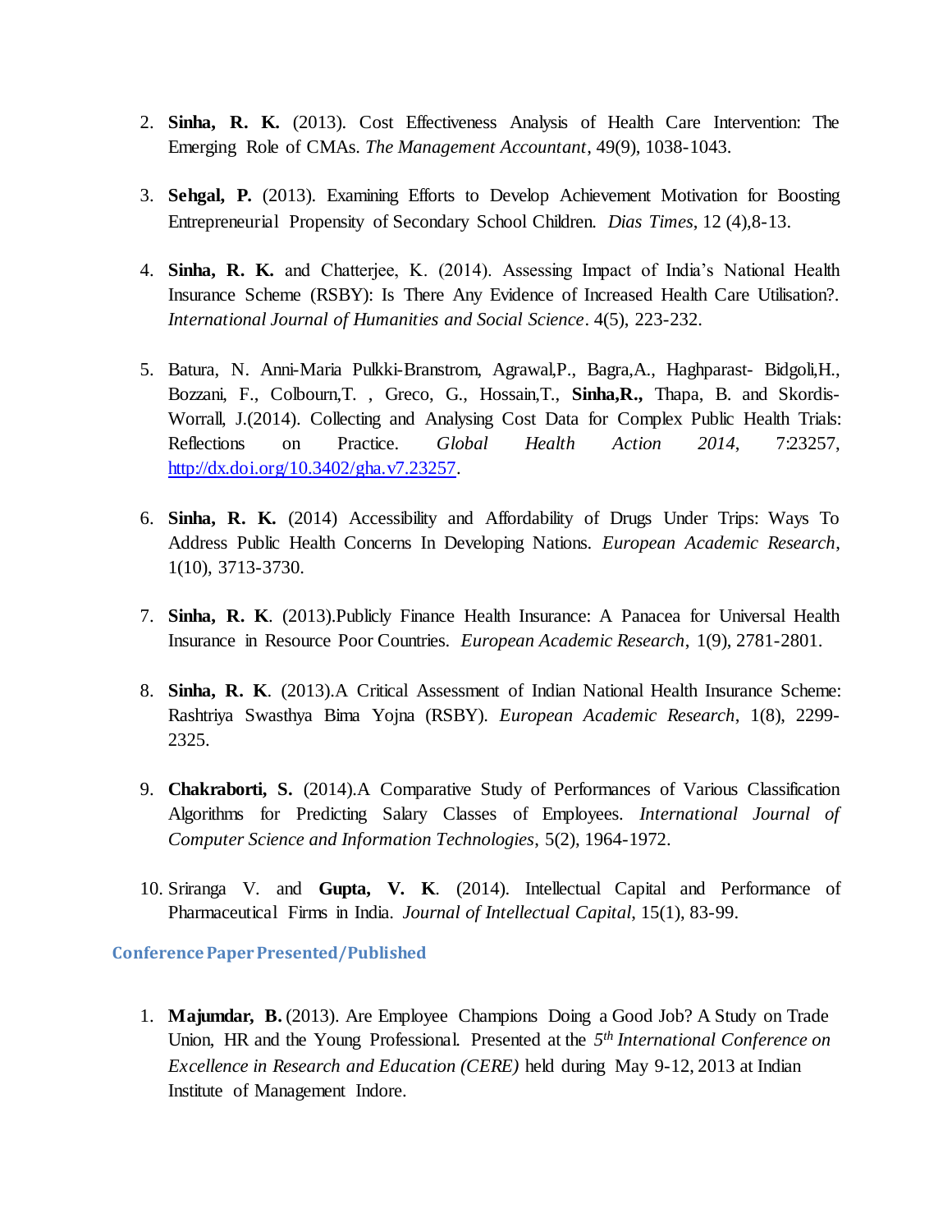2. **Sinha, R. K.** (2013). Cost Effectiveness Analysis of Health Care Intervention: The Emerging Role of CMAs. *The Management Accountant*, 49(9), 1038-1043.

3. **Sehgal, P.** (2013). Examining Efforts to Develop Achievement Motivation for Boosting Entrepreneurial Propensity of Secondary School Children. *Dias Times*, 12 (4),8-13.

4. **Sinha, R. K.** and Chatterjee, K. (2014). Assessing Impact of India's National Health Insurance Scheme (RSBY): Is There Any Evidence of Increased Health Care Utilisation?. *International Journal of Humanities and Social Science*. 4(5), 223-232.

5. Batura, N. Anni-Maria Pulkki-Branstrom, Agrawal,P., Bagra,A., Haghparast- Bidgoli,H., Bozzani, F., Colbourn,T. , Greco, G., Hossain,T., **Sinha,R.,** Thapa, B. and Skordis-Worrall, J.(2014). Collecting and Analysing Cost Data for Complex Public Health Trials: Reflections on Practice. *Global Health Action 2014*, 7:23257, http://dx.doi.org/10.3402/gha.v7.23257.

6. **Sinha, R. K.** (2014) Accessibility and Affordability of Drugs Under Trips: Ways To Address Public Health Concerns In Developing Nations. *European Academic Research*, 1(10), 3713-3730.

7. **Sinha, R. K**. (2013).Publicly Finance Health Insurance: A Panacea for Universal Health Insurance in Resource Poor Countries. *European Academic Research*, 1(9), 2781-2801.

8. **Sinha, R. K**. (2013).A Critical Assessment of Indian National Health Insurance Scheme: Rashtriya Swasthya Bima Yojna (RSBY). *European Academic Research*, 1(8), 2299-2325.

9. **Chakraborti, S.** (2014).A Comparative Study of Performances of Various Classification Algorithms for Predicting Salary Classes of Employees. *International Journal of Computer Science and Information Technologies*, 5(2), 1964-1972.

10. Sriranga V. and **Gupta, V. K**. (2014). Intellectual Capital and Performance of Pharmaceutical Firms in India. *Journal of Intellectual Capital*, 15(1), 83-99.

### Conference Paper Presented/Published

1. **Majumdar, B.** (2013). Are Employee Champions Doing a Good Job? A Study on Trade Union, HR and the Young Professional. Presented at the *5th International Conference on Excellence in Research and Education (CERE)* held during May 9-12, 2013 at Indian Institute of Management Indore.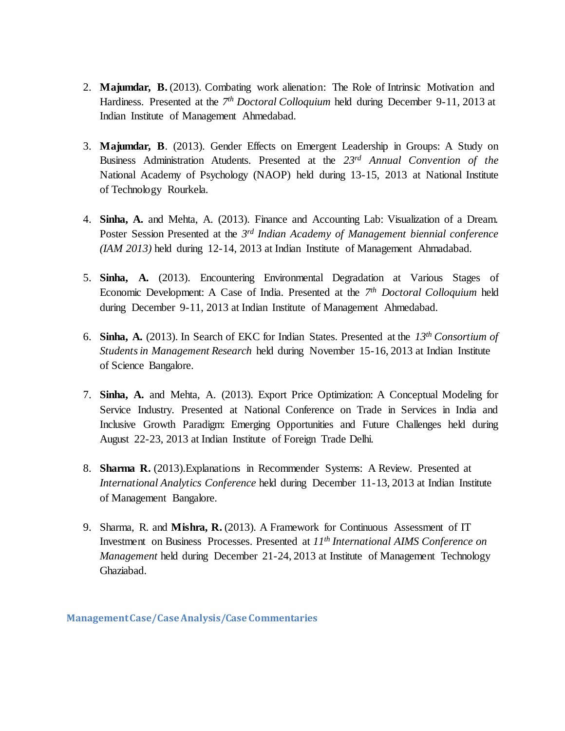2. **Majumdar, B.** (2013). Combating work alienation: The Role of Intrinsic Motivation and Hardiness. Presented at the *7th Doctoral Colloquium* held during December 9-11, 2013 at Indian Institute of Management Ahmedabad.

3. **Majumdar, B**. (2013). Gender Effects on Emergent Leadership in Groups: A Study on Business Administration Atudents. Presented at the *23rd Annual Convention of the* National Academy of Psychology (NAOP) held during 13-15, 2013 at National Institute of Technology Rourkela.

4. **Sinha, A.** and Mehta, A. (2013). Finance and Accounting Lab: Visualization of a Dream. Poster Session Presented at the *3rd Indian Academy of Management biennial conference (IAM 2013)* held during 12-14, 2013 at Indian Institute of Management Ahmadabad.

5. **Sinha, A.** (2013). Encountering Environmental Degradation at Various Stages of Economic Development: A Case of India. Presented at the *7th Doctoral Colloquium* held during December 9-11, 2013 at Indian Institute of Management Ahmedabad.

6. **Sinha, A.** (2013). In Search of EKC for Indian States. Presented at the *13th Consortium of Students in Management Research* held during November 15-16, 2013 at Indian Institute of Science Bangalore.

7. **Sinha, A.** and Mehta, A. (2013). Export Price Optimization: A Conceptual Modeling for Service Industry. Presented at National Conference on Trade in Services in India and Inclusive Growth Paradigm: Emerging Opportunities and Future Challenges held during August 22-23, 2013 at Indian Institute of Foreign Trade Delhi.

8. **Sharma R.** (2013).Explanations in Recommender Systems: A Review. Presented at *International Analytics Conference* held during December 11-13, 2013 at Indian Institute of Management Bangalore.

9. Sharma, R. and **Mishra, R.** (2013). A Framework for Continuous Assessment of IT Investment on Business Processes. Presented at *11th International AIMS Conference on Management* held during December 21-24, 2013 at Institute of Management Technology Ghaziabad.

### Management Case/Case Analysis/Case Commentaries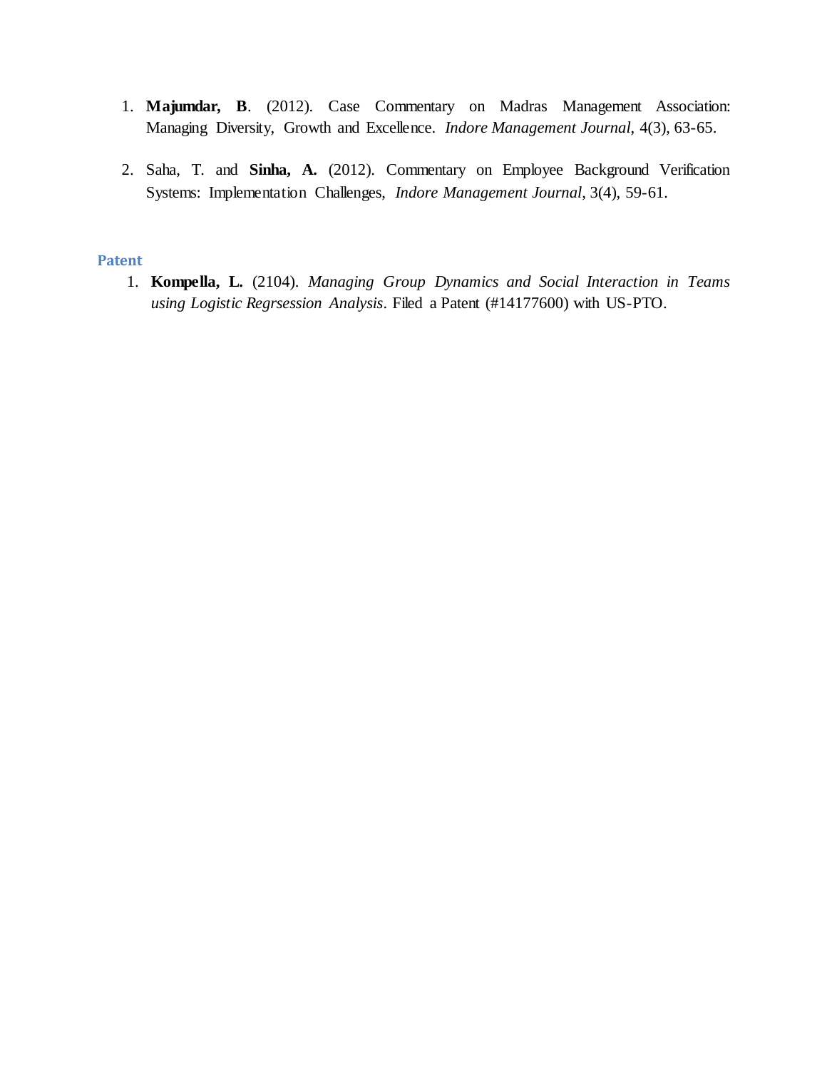1. **Majumdar, B**. (2012). Case Commentary on Madras Management Association: Managing Diversity, Growth and Excellence. *Indore Management Journal*, 4(3), 63-65.

2. Saha, T. and **Sinha, A.** (2012). Commentary on Employee Background Verification Systems: Implementation Challenges, *Indore Management Journal*, 3(4), 59-61.

## Patent

1. **Kompella, L.** (2104). *Managing Group Dynamics and Social Interaction in Teams using Logistic Regrsession Analysis*. Filed a Patent (#14177600) with US-PTO.